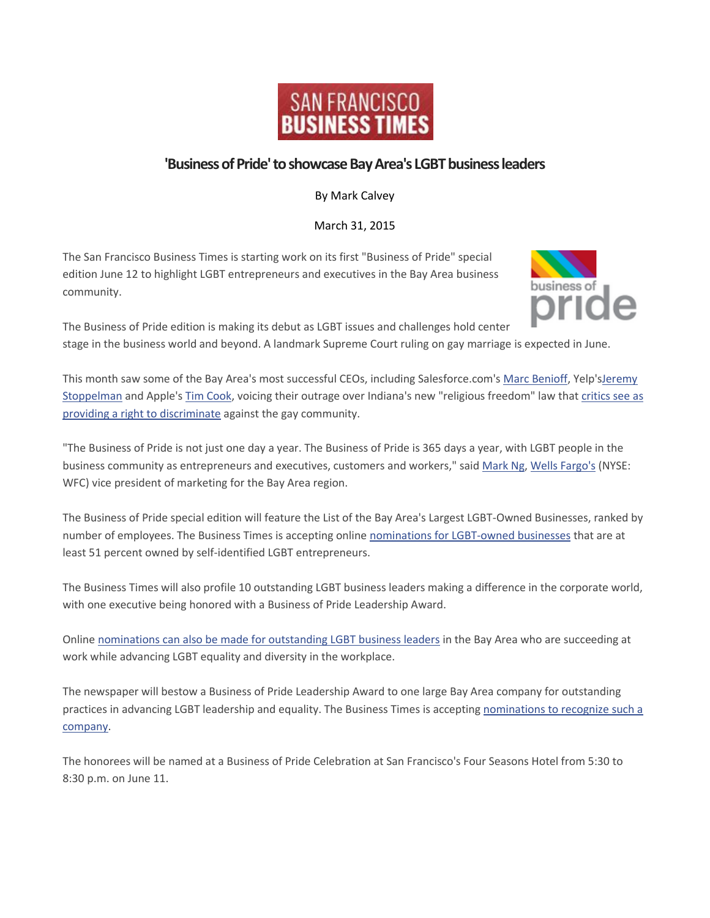SAN FRANCISCO BUSINESS TIMES

# 'Business of Pride' to showcase Bay Area's LGBT business leaders

By Mark Calvey

March 31, 2015

The San Francisco Business Times is starting work on its first "Business of Pride" special edition June 12 to highlight LGBT entrepreneurs and executives in the Bay Area business community.

The Business of Pride edition is making its debut as LGBT issues and challenges hold center stage in the business world and beyond. A landmark Supreme Court ruling on gay marriage is expected in June.

This month saw some of the Bay Area's most successful CEOs, including Salesforce.com's Marc Benioff, Yelp'sJeremy Stoppelman and Apple's Tim Cook, voicing their outrage over Indiana's new "religious freedom" law that critics see as providing a right to discriminate against the gay community.

"The Business of Pride is not just one day a year. The Business of Pride is 365 days a year, with LGBT people in the business community as entrepreneurs and executives, customers and workers," said Mark Ng, Wells Fargo's (NYSE: WFC) vice president of marketing for the Bay Area region.

The Business of Pride special edition will feature the List of the Bay Area's Largest LGBT-Owned Businesses, ranked by number of employees. The Business Times is accepting online nominations for LGBT-owned businesses that are at least 51 percent owned by self-identified LGBT entrepreneurs.

The Business Times will also profile 10 outstanding LGBT business leaders making a difference in the corporate world, with one executive being honored with a Business of Pride Leadership Award.

Online nominations can also be made for outstanding LGBT business leaders in the Bay Area who are succeeding at work while advancing LGBT equality and diversity in the workplace.

The newspaper will bestow a Business of Pride Leadership Award to one large Bay Area company for outstanding practices in advancing LGBT leadership and equality. The Business Times is accepting nominations to recognize such a company.

The honorees will be named at a Business of Pride Celebration at San Francisco's Four Seasons Hotel from 5:30 to 8:30 p.m. on June 11.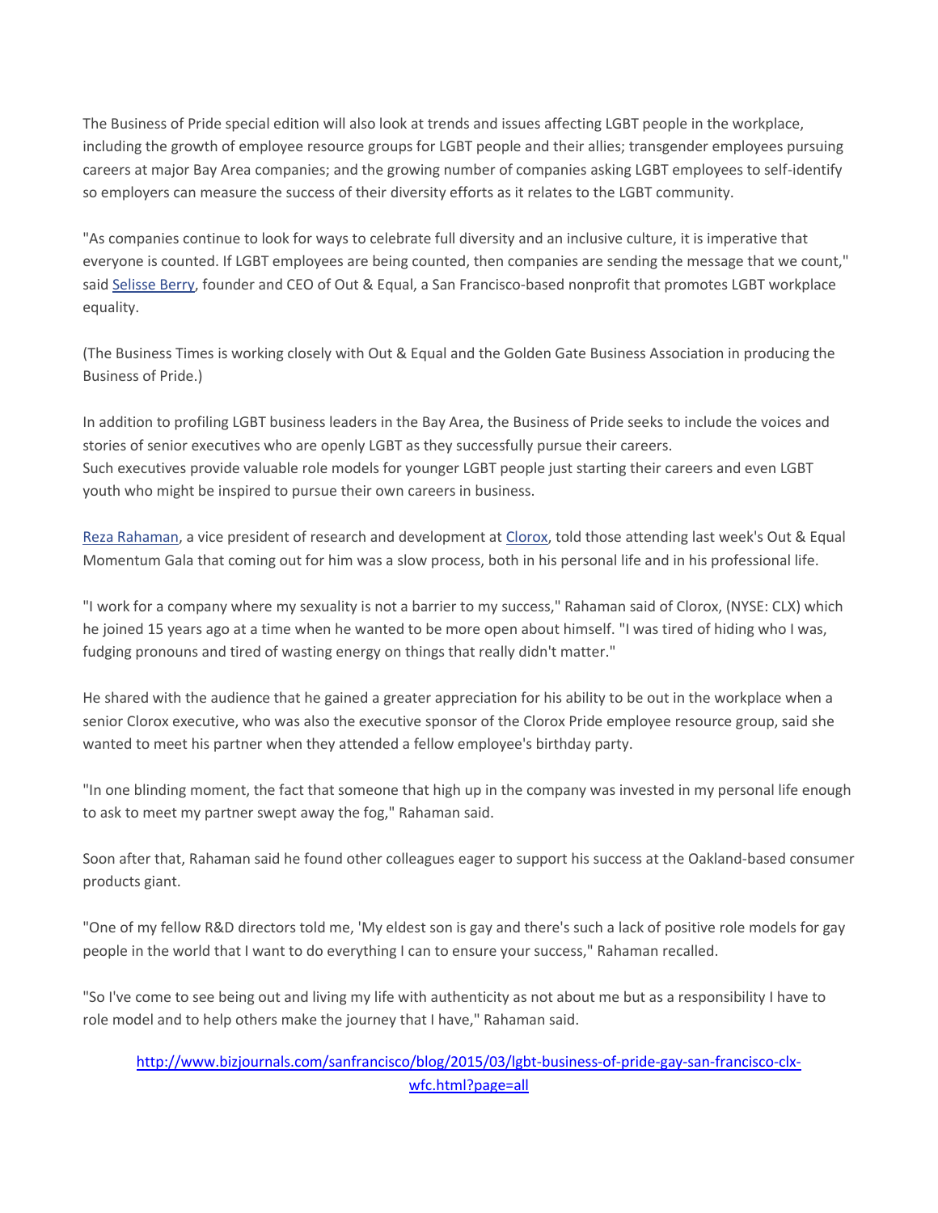The Business of Pride special edition will also look at trends and issues affecting LGBT people in the workplace, including the growth of employee resource groups for LGBT people and their allies; transgender employees pursuing careers at major Bay Area companies; and the growing number of companies asking LGBT employees to self-identify so employers can measure the success of their diversity efforts as it relates to the LGBT community.

"As companies continue to look for ways to celebrate full diversity and an inclusive culture, it is imperative that everyone is counted. If LGBT employees are being counted, then companies are sending the message that we count," said [Selisse Berry](), founder and CEO of Out & Equal, a San Francisco-based nonprofit that promotes LGBT workplace equality.

(The Business Times is working closely with Out & Equal and the Golden Gate Business Association in producing the Business of Pride.)

In addition to profiling LGBT business leaders in the Bay Area, the Business of Pride seeks to include the voices and stories of senior executives who are openly LGBT as they successfully pursue their careers.
Such executives provide valuable role models for younger LGBT people just starting their careers and even LGBT youth who might be inspired to pursue their own careers in business.

[Reza Rahaman](), a vice president of research and development at [Clorox](), told those attending last week's Out & Equal Momentum Gala that coming out for him was a slow process, both in his personal life and in his professional life.

"I work for a company where my sexuality is not a barrier to my success," Rahaman said of Clorox, (NYSE: CLX) which he joined 15 years ago at a time when he wanted to be more open about himself. "I was tired of hiding who I was, fudging pronouns and tired of wasting energy on things that really didn't matter."

He shared with the audience that he gained a greater appreciation for his ability to be out in the workplace when a senior Clorox executive, who was also the executive sponsor of the Clorox Pride employee resource group, said she wanted to meet his partner when they attended a fellow employee's birthday party.

"In one blinding moment, the fact that someone that high up in the company was invested in my personal life enough to ask to meet my partner swept away the fog," Rahaman said.

Soon after that, Rahaman said he found other colleagues eager to support his success at the Oakland-based consumer products giant.

"One of my fellow R&D directors told me, 'My eldest son is gay and there's such a lack of positive role models for gay people in the world that I want to do everything I can to ensure your success," Rahaman recalled.

"So I've come to see being out and living my life with authenticity as not about me but as a responsibility I have to role model and to help others make the journey that I have," Rahaman said.

[http://www.bizjournals.com/sanfrancisco/blog/2015/03/lgbt-business-of-pride-gay-san-francisco-clx-wfc.html?page=all](http://www.bizjournals.com/sanfrancisco/blog/2015/03/lgbt-business-of-pride-gay-san-francisco-clx-wfc.html?page=all)